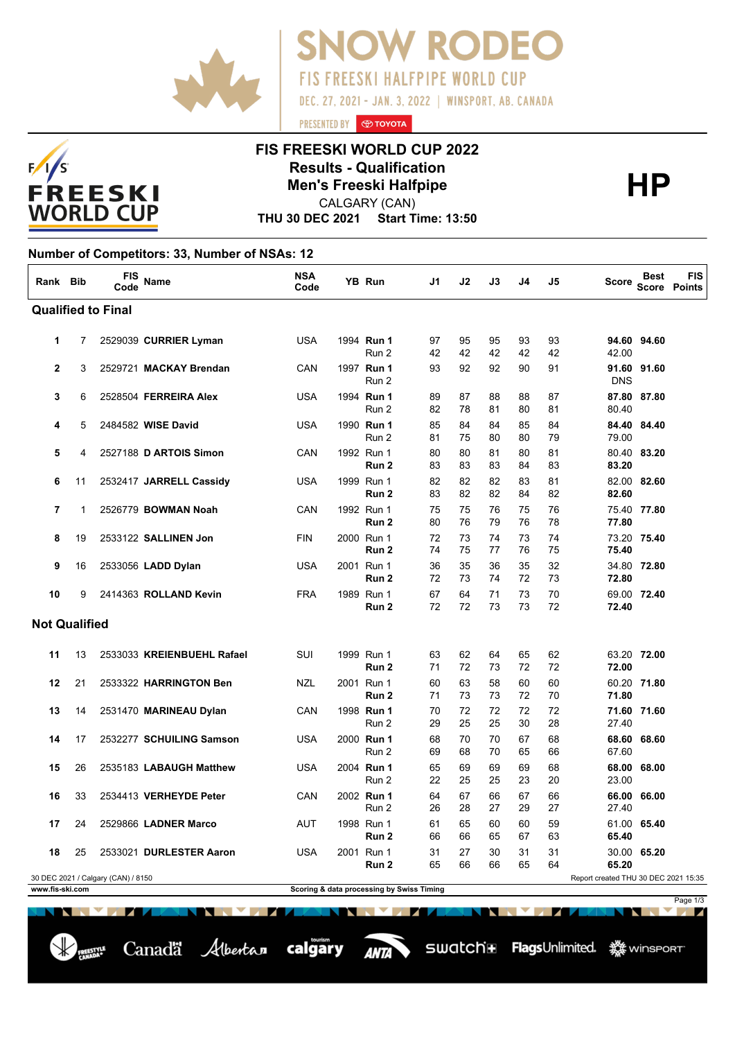# SNOW RODEO

FIS FREESKI HALFPIPE WORLD CUP

DEC. 27, 2021 - JAN. 3, 2022 | WINSPORT, AB, CANADA

PRESENTED BY TOYOTA

## FIS FREESKI WORLD CUP 2022
## Results - Qualification
## Men's Freeski Halfpipe

**HP**

CALGARY (CAN)

**THU 30 DEC 2021 Start Time: 13:50**

**Number of Competitors: 33, Number of NSAs: 12**

| Rank | Bib | FIS Code | Name | NSA Code | YB | Run | J1 | J2 | J3 | J4 | J5 | Score | Best Score | FIS Points |
|---|---|---|---|---|---|---|---|---|---|---|---|---|---|---|
| **Qualified to Final** | | | | | | | | | | | | | | |
| **1** | 7 | 2529039 | **CURRIER Lyman** | USA | 1994 | **Run 1** | 97 | 95 | 95 | 93 | 93 | **94.60** | **94.60** | |
| | | | | | | Run 2 | 42 | 42 | 42 | 42 | 42 | 42.00 | | |
| **2** | 3 | 2529721 | **MACKAY Brendan** | CAN | 1997 | **Run 1** | 93 | 92 | 92 | 90 | 91 | **91.60** | **91.60** | |
| | | | | | | Run 2 | | | | | | DNS | | |
| **3** | 6 | 2528504 | **FERREIRA Alex** | USA | 1994 | **Run 1** | 89 | 87 | 88 | 88 | 87 | **87.80** | **87.80** | |
| | | | | | | Run 2 | 82 | 78 | 81 | 80 | 81 | 80.40 | | |
| **4** | 5 | 2484582 | **WISE David** | USA | 1990 | **Run 1** | 85 | 84 | 84 | 85 | 84 | **84.40** | **84.40** | |
| | | | | | | Run 2 | 81 | 75 | 80 | 80 | 79 | 79.00 | | |
| **5** | 4 | 2527188 | **D ARTOIS Simon** | CAN | 1992 | Run 1 | 80 | 80 | 81 | 80 | 81 | 80.40 | **83.20** | |
| | | | | | | **Run 2** | 83 | 83 | 83 | 84 | 83 | **83.20** | | |
| **6** | 11 | 2532417 | **JARRELL Cassidy** | USA | 1999 | Run 1 | 82 | 82 | 82 | 83 | 81 | 82.00 | **82.60** | |
| | | | | | | **Run 2** | 83 | 82 | 82 | 84 | 82 | **82.60** | | |
| **7** | 1 | 2526779 | **BOWMAN Noah** | CAN | 1992 | Run 1 | 75 | 75 | 76 | 75 | 76 | 75.40 | **77.80** | |
| | | | | | | **Run 2** | 80 | 76 | 79 | 76 | 78 | **77.80** | | |
| **8** | 19 | 2533122 | **SALLINEN Jon** | FIN | 2000 | Run 1 | 72 | 73 | 74 | 73 | 74 | 73.20 | **75.40** | |
| | | | | | | **Run 2** | 74 | 75 | 77 | 76 | 75 | **75.40** | | |
| **9** | 16 | 2533056 | **LADD Dylan** | USA | 2001 | Run 1 | 36 | 35 | 36 | 35 | 32 | 34.80 | **72.80** | |
| | | | | | | **Run 2** | 72 | 73 | 74 | 72 | 73 | **72.80** | | |
| **10** | 9 | 2414363 | **ROLLAND Kevin** | FRA | 1989 | Run 1 | 67 | 64 | 71 | 73 | 70 | 69.00 | **72.40** | |
| | | | | | | **Run 2** | 72 | 72 | 73 | 73 | 72 | **72.40** | | |
| **Not Qualified** | | | | | | | | | | | | | | |
| **11** | 13 | 2533033 | **KREIENBUEHL Rafael** | SUI | 1999 | Run 1 | 63 | 62 | 64 | 65 | 62 | 63.20 | **72.00** | |
| | | | | | | **Run 2** | 71 | 72 | 73 | 72 | 72 | **72.00** | | |
| **12** | 21 | 2533322 | **HARRINGTON Ben** | NZL | 2001 | Run 1 | 60 | 63 | 58 | 60 | 60 | 60.20 | **71.80** | |
| | | | | | | **Run 2** | 71 | 73 | 73 | 72 | 70 | **71.80** | | |
| **13** | 14 | 2531470 | **MARINEAU Dylan** | CAN | 1998 | **Run 1** | 70 | 72 | 72 | 72 | 72 | **71.60** | **71.60** | |
| | | | | | | Run 2 | 29 | 25 | 25 | 30 | 28 | 27.40 | | |
| **14** | 17 | 2532277 | **SCHUILING Samson** | USA | 2000 | **Run 1** | 68 | 70 | 70 | 67 | 68 | **68.60** | **68.60** | |
| | | | | | | Run 2 | 69 | 68 | 70 | 65 | 66 | 67.60 | | |
| **15** | 26 | 2535183 | **LABAUGH Matthew** | USA | 2004 | **Run 1** | 65 | 69 | 69 | 69 | 68 | **68.00** | **68.00** | |
| | | | | | | Run 2 | 22 | 25 | 25 | 23 | 20 | 23.00 | | |
| **16** | 33 | 2534413 | **VERHEYDE Peter** | CAN | 2002 | **Run 1** | 64 | 67 | 66 | 67 | 66 | **66.00** | **66.00** | |
| | | | | | | Run 2 | 26 | 28 | 27 | 29 | 27 | 27.40 | | |
| **17** | 24 | 2529866 | **LADNER Marco** | AUT | 1998 | Run 1 | 61 | 65 | 60 | 60 | 59 | 61.00 | **65.40** | |
| | | | | | | **Run 2** | 66 | 66 | 65 | 67 | 63 | **65.40** | | |
| **18** | 25 | 2533021 | **DURLESTER Aaron** | USA | 2001 | Run 1 | 31 | 27 | 30 | 31 | 31 | 30.00 | **65.20** | |
| | | | | | | **Run 2** | 65 | 66 | 66 | 65 | 64 | **65.20** | | |

30 DEC 2021 / Calgary (CAN) / 8150

Report created THU 30 DEC 2021 15:35

www.fis-ski.com

Scoring & data processing by Swiss Timing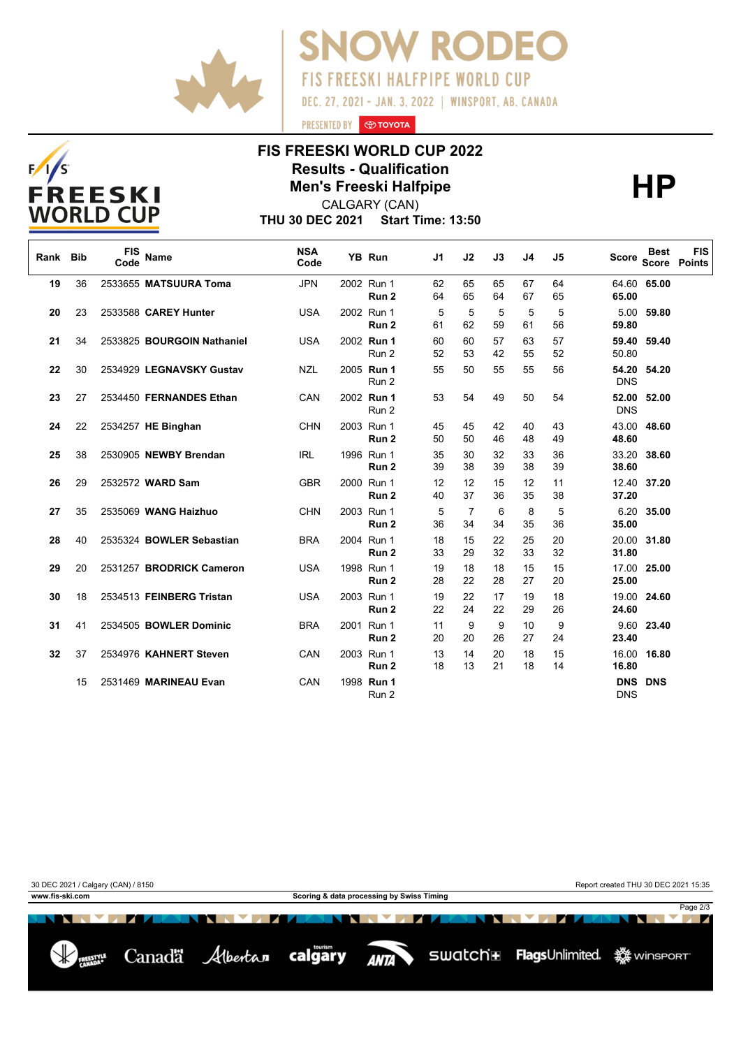# SNOW RODEO

FIS FREESKI HALFPIPE WORLD CUP

DEC. 27, 2021 - JAN. 3, 2022 | WINSPORT, AB, CANADA

PRESENTED BY TOYOTA

## FIS FREESKI WORLD CUP 2022
## Results - Qualification
## Men's Freeski Halfpipe

**HP**

CALGARY (CAN)

**THU 30 DEC 2021 Start Time: 13:50**

| Rank | Bib | FIS Code | Name | NSA Code | YB | Run | J1 | J2 | J3 | J4 | J5 | Score | Best Score | FIS Points |
|---|---|---|---|---|---|---|---|---|---|---|---|---|---|---|
| 19 | 36 | 2533655 | **MATSUURA Toma** | JPN | 2002 | Run 1 | 62 | 65 | 65 | 67 | 64 | 64.60 | **65.00** | |
| | | | | | | **Run 2** | 64 | 65 | 64 | 67 | 65 | **65.00** | | |
| 20 | 23 | 2533588 | **CAREY Hunter** | USA | 2002 | Run 1 | 5 | 5 | 5 | 5 | 5 | 5.00 | **59.80** | |
| | | | | | | **Run 2** | 61 | 62 | 59 | 61 | 56 | **59.80** | | |
| 21 | 34 | 2533825 | **BOURGOIN Nathaniel** | USA | 2002 | **Run 1** | 60 | 60 | 57 | 63 | 57 | **59.40** | **59.40** | |
| | | | | | | Run 2 | 52 | 53 | 42 | 55 | 52 | 50.80 | | |
| 22 | 30 | 2534929 | **LEGNAVSKY Gustav** | NZL | 2005 | **Run 1** | 55 | 50 | 55 | 55 | 56 | **54.20** | **54.20** | |
| | | | | | | Run 2 | | | | | | DNS | | |
| 23 | 27 | 2534450 | **FERNANDES Ethan** | CAN | 2002 | **Run 1** | 53 | 54 | 49 | 50 | 54 | **52.00** | **52.00** | |
| | | | | | | Run 2 | | | | | | DNS | | |
| 24 | 22 | 2534257 | **HE Binghan** | CHN | 2003 | Run 1 | 45 | 45 | 42 | 40 | 43 | 43.00 | **48.60** | |
| | | | | | | **Run 2** | 50 | 50 | 46 | 48 | 49 | **48.60** | | |
| 25 | 38 | 2530905 | **NEWBY Brendan** | IRL | 1996 | Run 1 | 35 | 30 | 32 | 33 | 36 | 33.20 | **38.60** | |
| | | | | | | **Run 2** | 39 | 38 | 39 | 38 | 39 | **38.60** | | |
| 26 | 29 | 2532572 | **WARD Sam** | GBR | 2000 | Run 1 | 12 | 12 | 15 | 12 | 11 | 12.40 | **37.20** | |
| | | | | | | **Run 2** | 40 | 37 | 36 | 35 | 38 | **37.20** | | |
| 27 | 35 | 2535069 | **WANG Haizhuo** | CHN | 2003 | Run 1 | 5 | 7 | 6 | 8 | 5 | 6.20 | **35.00** | |
| | | | | | | **Run 2** | 36 | 34 | 34 | 35 | 36 | **35.00** | | |
| 28 | 40 | 2535324 | **BOWLER Sebastian** | BRA | 2004 | Run 1 | 18 | 15 | 22 | 25 | 20 | 20.00 | **31.80** | |
| | | | | | | **Run 2** | 33 | 29 | 32 | 33 | 32 | **31.80** | | |
| 29 | 20 | 2531257 | **BRODRICK Cameron** | USA | 1998 | Run 1 | 19 | 18 | 18 | 15 | 15 | 17.00 | **25.00** | |
| | | | | | | **Run 2** | 28 | 22 | 28 | 27 | 20 | **25.00** | | |
| 30 | 18 | 2534513 | **FEINBERG Tristan** | USA | 2003 | Run 1 | 19 | 22 | 17 | 19 | 18 | 19.00 | **24.60** | |
| | | | | | | **Run 2** | 22 | 24 | 22 | 29 | 26 | **24.60** | | |
| 31 | 41 | 2534505 | **BOWLER Dominic** | BRA | 2001 | Run 1 | 11 | 9 | 9 | 10 | 9 | 9.60 | **23.40** | |
| | | | | | | **Run 2** | 20 | 20 | 26 | 27 | 24 | **23.40** | | |
| 32 | 37 | 2534976 | **KAHNERT Steven** | CAN | 2003 | Run 1 | 13 | 14 | 20 | 18 | 15 | 16.00 | **16.80** | |
| | | | | | | **Run 2** | 18 | 13 | 21 | 18 | 14 | **16.80** | | |
| | 15 | 2531469 | **MARINEAU Evan** | CAN | 1998 | **Run 1** | | | | | | **DNS** | **DNS** | |
| | | | | | | Run 2 | | | | | | DNS | | |

30 DEC 2021 / Calgary (CAN) / 8150 — Report created THU 30 DEC 2021 15:35

www.fis-ski.com — Scoring & data processing by Swiss Timing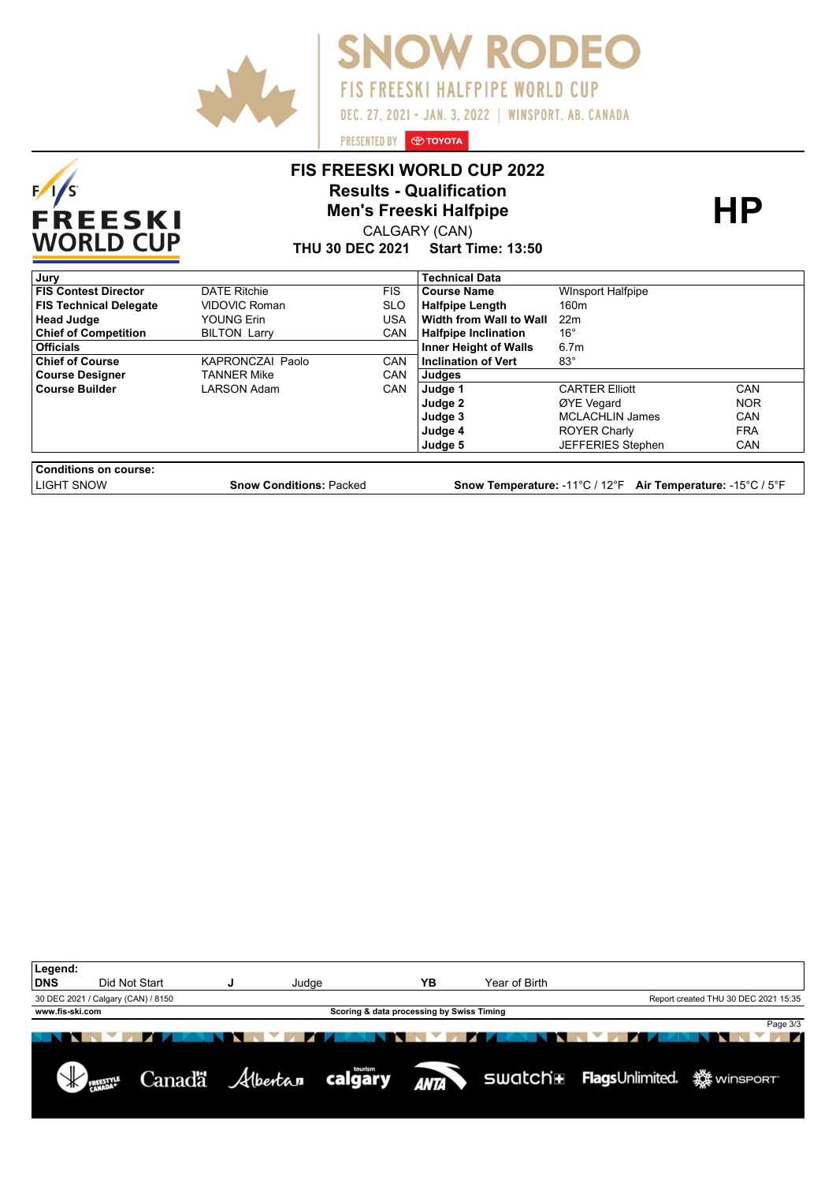# SNOW RODEO

FIS FREESKI HALFPIPE WORLD CUP

DEC. 27, 2021 - JAN. 3, 2022 | WINSPORT, AB, CANADA

PRESENTED BY TOYOTA

## FIS FREESKI WORLD CUP 2022

## Results - Qualification

## Men's Freeski Halfpipe

**HP**

CALGARY (CAN)

**THU 30 DEC 2021 Start Time: 13:50**

| Jury | | | Technical Data | | |
|---|---|---|---|---|---|
| **FIS Contest Director** | DATE Ritchie | FIS | **Course Name** | WInsport Halfpipe | |
| **FIS Technical Delegate** | VIDOVIC Roman | SLO | **Halfpipe Length** | 160m | |
| **Head Judge** | YOUNG Erin | USA | **Width from Wall to Wall** | 22m | |
| **Chief of Competition** | BILTON Larry | CAN | **Halfpipe Inclination** | 16° | |
| **Officials** | | | **Inner Height of Walls** | 6.7m | |
| **Chief of Course** | KAPRONCZAI Paolo | CAN | **Inclination of Vert** | 83° | |
| **Course Designer** | TANNER Mike | CAN | **Judges** | | |
| **Course Builder** | LARSON Adam | CAN | **Judge 1** | CARTER Elliott | CAN |
| | | | **Judge 2** | ØYE Vegard | NOR |
| | | | **Judge 3** | MCLACHLIN James | CAN |
| | | | **Judge 4** | ROYER Charly | FRA |
| | | | **Judge 5** | JEFFERIES Stephen | CAN |

**Conditions on course:**

LIGHT SNOW | **Snow Conditions:** Packed | **Snow Temperature:** -11°C / 12°F | **Air Temperature:** -15°C / 5°F

**Legend:**

| | | | | | |
|---|---|---|---|---|---|
| **DNS** | Did Not Start | **J** | Judge | **YB** | Year of Birth |

30 DEC 2021 / Calgary (CAN) / 8150 — Report created THU 30 DEC 2021 15:35

www.fis-ski.com — Scoring & data processing by Swiss Timing